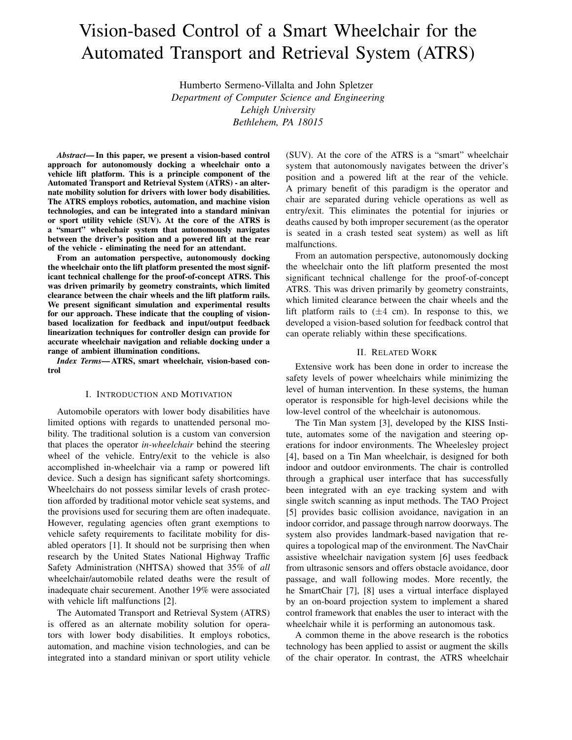# Vision-based Control of a Smart Wheelchair for the Automated Transport and Retrieval System (ATRS)

Humberto Sermeno-Villalta and John Spletzer
*Department of Computer Science and Engineering*
*Lehigh University*
*Bethlehem, PA 18015*

***Abstract*— In this paper, we present a vision-based control approach for autonomously docking a wheelchair onto a vehicle lift platform. This is a principle component of the Automated Transport and Retrieval System (ATRS) - an alternate mobility solution for drivers with lower body disabilities. The ATRS employs robotics, automation, and machine vision technologies, and can be integrated into a standard minivan or sport utility vehicle (SUV). At the core of the ATRS is a "smart" wheelchair system that autonomously navigates between the driver's position and a powered lift at the rear of the vehicle - eliminating the need for an attendant.**

**From an automation perspective, autonomously docking the wheelchair onto the lift platform presented the most significant technical challenge for the proof-of-concept ATRS. This was driven primarily by geometry constraints, which limited clearance between the chair wheels and the lift platform rails. We present significant simulation and experimental results for our approach. These indicate that the coupling of vision-based localization for feedback and input/output feedback linearization techniques for controller design can provide for accurate wheelchair navigation and reliable docking under a range of ambient illumination conditions.**

***Index Terms*— ATRS, smart wheelchair, vision-based control**

## I. Introduction and Motivation

Automobile operators with lower body disabilities have limited options with regards to unattended personal mobility. The traditional solution is a custom van conversion that places the operator *in-wheelchair* behind the steering wheel of the vehicle. Entry/exit to the vehicle is also accomplished in-wheelchair via a ramp or powered lift device. Such a design has significant safety shortcomings. Wheelchairs do not possess similar levels of crash protection afforded by traditional motor vehicle seat systems, and the provisions used for securing them are often inadequate. However, regulating agencies often grant exemptions to vehicle safety requirements to facilitate mobility for disabled operators [1]. It should not be surprising then when research by the United States National Highway Traffic Safety Administration (NHTSA) showed that 35% of *all* wheelchair/automobile related deaths were the result of inadequate chair securement. Another 19% were associated with vehicle lift malfunctions [2].

The Automated Transport and Retrieval System (ATRS) is offered as an alternate mobility solution for operators with lower body disabilities. It employs robotics, automation, and machine vision technologies, and can be integrated into a standard minivan or sport utility vehicle (SUV). At the core of the ATRS is a "smart" wheelchair system that autonomously navigates between the driver's position and a powered lift at the rear of the vehicle. A primary benefit of this paradigm is the operator and chair are separated during vehicle operations as well as entry/exit. This eliminates the potential for injuries or deaths caused by both improper securement (as the operator is seated in a crash tested seat system) as well as lift malfunctions.

From an automation perspective, autonomously docking the wheelchair onto the lift platform presented the most significant technical challenge for the proof-of-concept ATRS. This was driven primarily by geometry constraints, which limited clearance between the chair wheels and the lift platform rails to ($\pm 4$ cm). In response to this, we developed a vision-based solution for feedback control that can operate reliably within these specifications.

## II. Related Work

Extensive work has been done in order to increase the safety levels of power wheelchairs while minimizing the level of human intervention. In these systems, the human operator is responsible for high-level decisions while the low-level control of the wheelchair is autonomous.

The Tin Man system [3], developed by the KISS Institute, automates some of the navigation and steering operations for indoor environments. The Wheelesley project [4], based on a Tin Man wheelchair, is designed for both indoor and outdoor environments. The chair is controlled through a graphical user interface that has successfully been integrated with an eye tracking system and with single switch scanning as input methods. The TAO Project [5] provides basic collision avoidance, navigation in an indoor corridor, and passage through narrow doorways. The system also provides landmark-based navigation that requires a topological map of the environment. The NavChair assistive wheelchair navigation system [6] uses feedback from ultrasonic sensors and offers obstacle avoidance, door passage, and wall following modes. More recently, the he SmartChair [7], [8] uses a virtual interface displayed by an on-board projection system to implement a shared control framework that enables the user to interact with the wheelchair while it is performing an autonomous task.

A common theme in the above research is the robotics technology has been applied to assist or augment the skills of the chair operator. In contrast, the ATRS wheelchair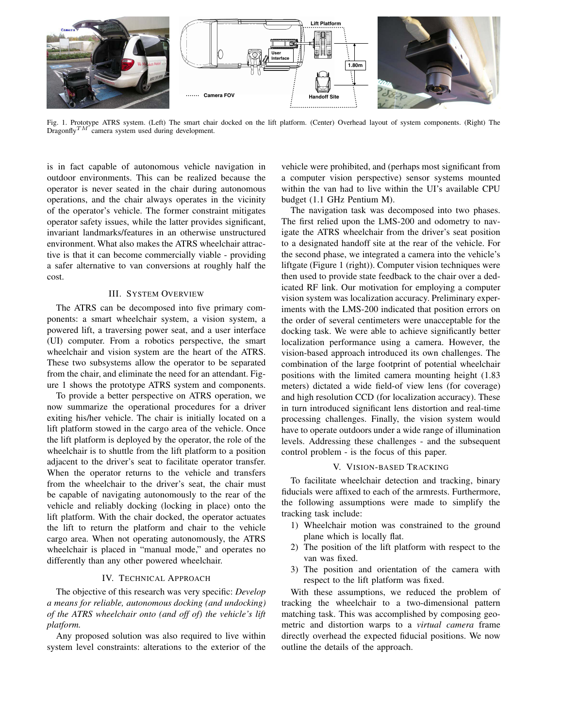Fig. 1. Prototype ATRS system. (Left) The smart chair docked on the lift platform. (Center) Overhead layout of system components. (Right) The Dragonfly$^{TM}$ camera system used during development.

is in fact capable of autonomous vehicle navigation in outdoor environments. This can be realized because the operator is never seated in the chair during autonomous operations, and the chair always operates in the vicinity of the operator's vehicle. The former constraint mitigates operator safety issues, while the latter provides significant, invariant landmarks/features in an otherwise unstructured environment. What also makes the ATRS wheelchair attractive is that it can become commercially viable - providing a safer alternative to van conversions at roughly half the cost.

## III. System Overview

The ATRS can be decomposed into five primary components: a smart wheelchair system, a vision system, a powered lift, a traversing power seat, and a user interface (UI) computer. From a robotics perspective, the smart wheelchair and vision system are the heart of the ATRS. These two subsystems allow the operator to be separated from the chair, and eliminate the need for an attendant. Figure 1 shows the prototype ATRS system and components.

To provide a better perspective on ATRS operation, we now summarize the operational procedures for a driver exiting his/her vehicle. The chair is initially located on a lift platform stowed in the cargo area of the vehicle. Once the lift platform is deployed by the operator, the role of the wheelchair is to shuttle from the lift platform to a position adjacent to the driver's seat to facilitate operator transfer. When the operator returns to the vehicle and transfers from the wheelchair to the driver's seat, the chair must be capable of navigating autonomously to the rear of the vehicle and reliably docking (locking in place) onto the lift platform. With the chair docked, the operator actuates the lift to return the platform and chair to the vehicle cargo area. When not operating autonomously, the ATRS wheelchair is placed in "manual mode," and operates no differently than any other powered wheelchair.

## IV. Technical Approach

The objective of this research was very specific: *Develop a means for reliable, autonomous docking (and undocking) of the ATRS wheelchair onto (and off of) the vehicle's lift platform.*

Any proposed solution was also required to live within system level constraints: alterations to the exterior of the vehicle were prohibited, and (perhaps most significant from a computer vision perspective) sensor systems mounted within the van had to live within the UI's available CPU budget (1.1 GHz Pentium M).

The navigation task was decomposed into two phases. The first relied upon the LMS-200 and odometry to navigate the ATRS wheelchair from the driver's seat position to a designated handoff site at the rear of the vehicle. For the second phase, we integrated a camera into the vehicle's liftgate (Figure 1 (right)). Computer vision techniques were then used to provide state feedback to the chair over a dedicated RF link. Our motivation for employing a computer vision system was localization accuracy. Preliminary experiments with the LMS-200 indicated that position errors on the order of several centimeters were unacceptable for the docking task. We were able to achieve significantly better localization performance using a camera. However, the vision-based approach introduced its own challenges. The combination of the large footprint of potential wheelchair positions with the limited camera mounting height (1.83 meters) dictated a wide field-of view lens (for coverage) and high resolution CCD (for localization accuracy). These in turn introduced significant lens distortion and real-time processing challenges. Finally, the vision system would have to operate outdoors under a wide range of illumination levels. Addressing these challenges - and the subsequent control problem - is the focus of this paper.

## V. Vision-based Tracking

To facilitate wheelchair detection and tracking, binary fiducials were affixed to each of the armrests. Furthermore, the following assumptions were made to simplify the tracking task include:

1) Wheelchair motion was constrained to the ground plane which is locally flat.
2) The position of the lift platform with respect to the van was fixed.
3) The position and orientation of the camera with respect to the lift platform was fixed.

With these assumptions, we reduced the problem of tracking the wheelchair to a two-dimensional pattern matching task. This was accomplished by composing geometric and distortion warps to a *virtual camera* frame directly overhead the expected fiducial positions. We now outline the details of the approach.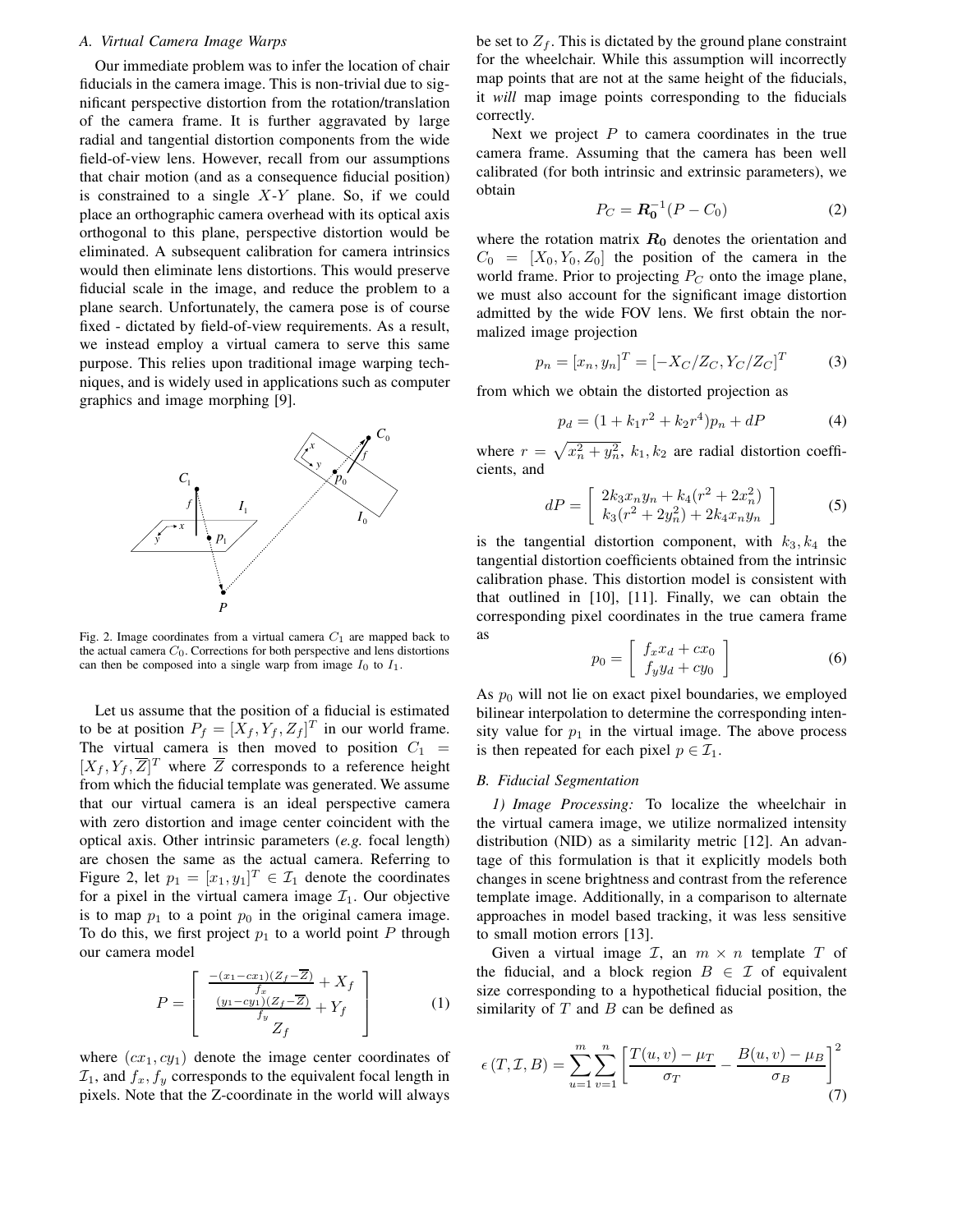### A. Virtual Camera Image Warps

Our immediate problem was to infer the location of chair fiducials in the camera image. This is non-trivial due to significant perspective distortion from the rotation/translation of the camera frame. It is further aggravated by large radial and tangential distortion components from the wide field-of-view lens. However, recall from our assumptions that chair motion (and as a consequence fiducial position) is constrained to a single $X$-$Y$ plane. So, if we could place an orthographic camera overhead with its optical axis orthogonal to this plane, perspective distortion would be eliminated. A subsequent calibration for camera intrinsics would then eliminate lens distortions. This would preserve fiducial scale in the image, and reduce the problem to a plane search. Unfortunately, the camera pose is of course fixed - dictated by field-of-view requirements. As a result, we instead employ a virtual camera to serve this same purpose. This relies upon traditional image warping techniques, and is widely used in applications such as computer graphics and image morphing [9].

Fig. 2. Image coordinates from a virtual camera $C_1$ are mapped back to the actual camera $C_0$. Corrections for both perspective and lens distortions can then be composed into a single warp from image $I_0$ to $I_1$.

Let us assume that the position of a fiducial is estimated to be at position $P_f = [X_f, Y_f, Z_f]^T$ in our world frame. The virtual camera is then moved to position $C_1 = [X_f, Y_f, \overline{Z}]^T$ where $\overline{Z}$ corresponds to a reference height from which the fiducial template was generated. We assume that our virtual camera is an ideal perspective camera with zero distortion and image center coincident with the optical axis. Other intrinsic parameters (*e.g.* focal length) are chosen the same as the actual camera. Referring to Figure 2, let $p_1 = [x_1, y_1]^T \in \mathcal{I}_1$ denote the coordinates for a pixel in the virtual camera image $\mathcal{I}_1$. Our objective is to map $p_1$ to a point $p_0$ in the original camera image. To do this, we first project $p_1$ to a world point $P$ through our camera model

$$P = \begin{bmatrix} \frac{-(x_1 - cx_1)(Z_f - \overline{Z})}{f_x} + X_f \\ \frac{(y_1 - cy_1)(Z_f - \overline{Z})}{f_y} + Y_f \\ Z_f \end{bmatrix} \tag{1}$$

where $(cx_1, cy_1)$ denote the image center coordinates of $\mathcal{I}_1$, and $f_x, f_y$ corresponds to the equivalent focal length in pixels. Note that the Z-coordinate in the world will always be set to $Z_f$. This is dictated by the ground plane constraint for the wheelchair. While this assumption will incorrectly map points that are not at the same height of the fiducials, it *will* map image points corresponding to the fiducials correctly.

Next we project $P$ to camera coordinates in the true camera frame. Assuming that the camera has been well calibrated (for both intrinsic and extrinsic parameters), we obtain

$$P_C = \boldsymbol{R_0}^{-1}(P - C_0) \tag{2}$$

where the rotation matrix $\boldsymbol{R_0}$ denotes the orientation and $C_0 = [X_0, Y_0, Z_0]$ the position of the camera in the world frame. Prior to projecting $P_C$ onto the image plane, we must also account for the significant image distortion admitted by the wide FOV lens. We first obtain the normalized image projection

$$p_n = [x_n, y_n]^T = [-X_C/Z_C, Y_C/Z_C]^T \tag{3}$$

from which we obtain the distorted projection as

$$p_d = (1 + k_1 r^2 + k_2 r^4) p_n + dP \tag{4}$$

where $r = \sqrt{x_n^2 + y_n^2}$, $k_1, k_2$ are radial distortion coefficients, and

$$dP = \begin{bmatrix} 2k_3 x_n y_n + k_4(r^2 + 2x_n^2) \\ k_3(r^2 + 2y_n^2) + 2k_4 x_n y_n \end{bmatrix} \tag{5}$$

is the tangential distortion component, with $k_3, k_4$ the tangential distortion coefficients obtained from the intrinsic calibration phase. This distortion model is consistent with that outlined in [10], [11]. Finally, we can obtain the corresponding pixel coordinates in the true camera frame as

$$p_0 = \begin{bmatrix} f_x x_d + cx_0 \\ f_y y_d + cy_0 \end{bmatrix} \tag{6}$$

As $p_0$ will not lie on exact pixel boundaries, we employed bilinear interpolation to determine the corresponding intensity value for $p_1$ in the virtual image. The above process is then repeated for each pixel $p \in \mathcal{I}_1$.

### B. Fiducial Segmentation

*1) Image Processing:* To localize the wheelchair in the virtual camera image, we utilize normalized intensity distribution (NID) as a similarity metric [12]. An advantage of this formulation is that it explicitly models both changes in scene brightness and contrast from the reference template image. Additionally, in a comparison to alternate approaches in model based tracking, it was less sensitive to small motion errors [13].

Given a virtual image $\mathcal{I}$, an $m \times n$ template $T$ of the fiducial, and a block region $B \in \mathcal{I}$ of equivalent size corresponding to a hypothetical fiducial position, the similarity of $T$ and $B$ can be defined as

$$\epsilon(T, \mathcal{I}, B) = \sum_{u=1}^{m} \sum_{v=1}^{n} \left[ \frac{T(u,v) - \mu_T}{\sigma_T} - \frac{B(u,v) - \mu_B}{\sigma_B} \right]^2 \tag{7}$$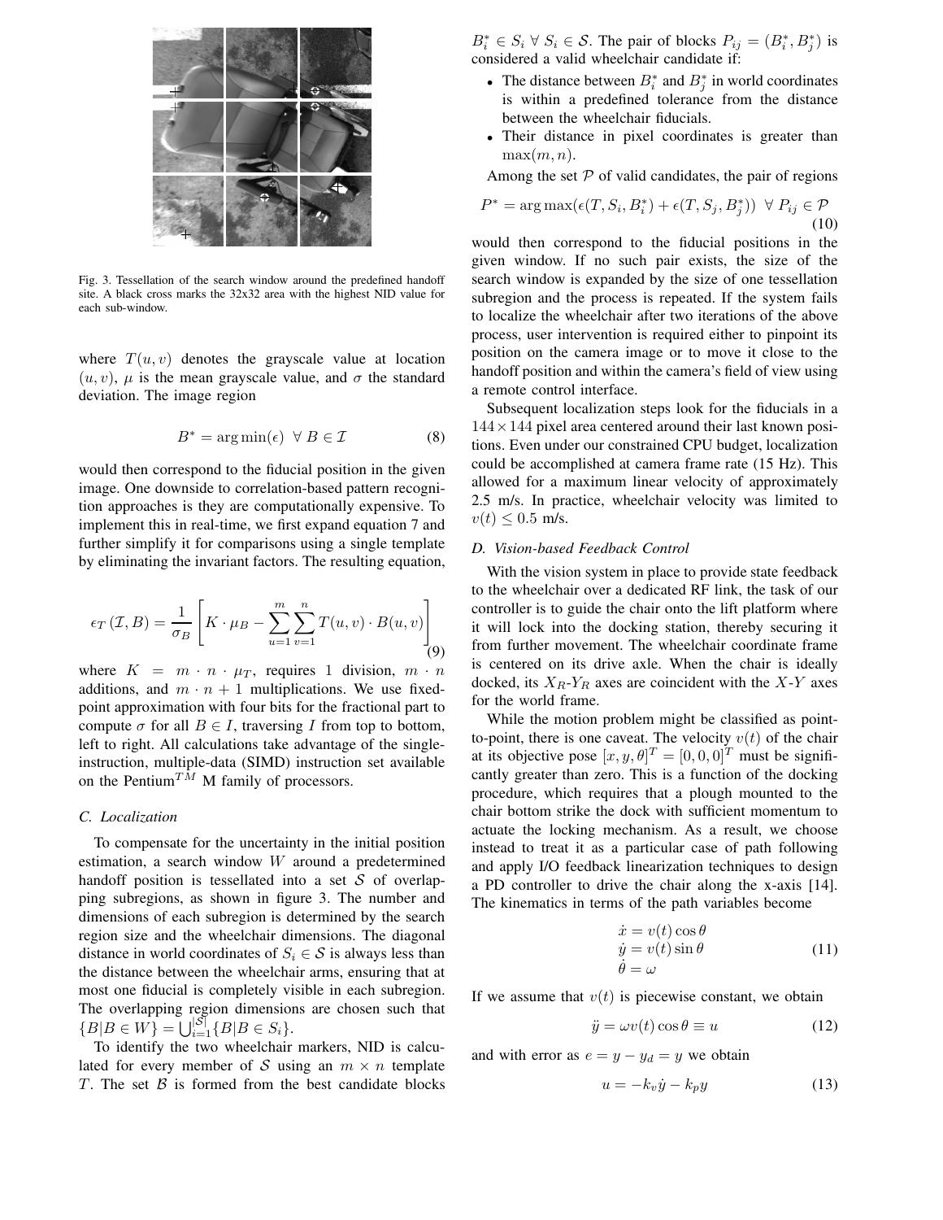Fig. 3. Tessellation of the search window around the predefined handoff site. A black cross marks the 32x32 area with the highest NID value for each sub-window.

where $T(u,v)$ denotes the grayscale value at location $(u,v)$, $\mu$ is the mean grayscale value, and $\sigma$ the standard deviation. The image region

$$B^* = \arg\min(\epsilon) \;\; \forall\, B \in \mathcal{I} \tag{8}$$

would then correspond to the fiducial position in the given image. One downside to correlation-based pattern recognition approaches is they are computationally expensive. To implement this in real-time, we first expand equation 7 and further simplify it for comparisons using a single template by eliminating the invariant factors. The resulting equation,

$$\epsilon_T\left(\mathcal{I}, B\right) = \frac{1}{\sigma_B}\left[K \cdot \mu_B - \sum_{u=1}^{m}\sum_{v=1}^{n} T(u,v)\cdot B(u,v)\right] \tag{9}$$

where $K = m \cdot n \cdot \mu_T$, requires 1 division, $m \cdot n$ additions, and $m \cdot n + 1$ multiplications. We use fixed-point approximation with four bits for the fractional part to compute $\sigma$ for all $B \in I$, traversing $I$ from top to bottom, left to right. All calculations take advantage of the single-instruction, multiple-data (SIMD) instruction set available on the Pentium$^{TM}$ M family of processors.

### C. Localization

To compensate for the uncertainty in the initial position estimation, a search window $W$ around a predetermined handoff position is tessellated into a set $\mathcal{S}$ of overlapping subregions, as shown in figure 3. The number and dimensions of each subregion is determined by the search region size and the wheelchair dimensions. The diagonal distance in world coordinates of $S_i \in \mathcal{S}$ is always less than the distance between the wheelchair arms, ensuring that at most one fiducial is completely visible in each subregion. The overlapping region dimensions are chosen such that $\{B | B \in W\} = \bigcup_{i=1}^{|\mathcal{S}|}\{B | B \in S_i\}$.

To identify the two wheelchair markers, NID is calculated for every member of $\mathcal{S}$ using an $m \times n$ template $T$. The set $\mathcal{B}$ is formed from the best candidate blocks $B_i^* \in S_i \;\forall\; S_i \in \mathcal{S}$. The pair of blocks $P_{ij} = (B_i^*, B_j^*)$ is considered a valid wheelchair candidate if:

- The distance between $B_i^*$ and $B_j^*$ in world coordinates is within a predefined tolerance from the distance between the wheelchair fiducials.
- Their distance in pixel coordinates is greater than $\max(m,n)$.

Among the set $\mathcal{P}$ of valid candidates, the pair of regions

$$P^* = \arg\max(\epsilon(T, S_i, B_i^*) + \epsilon(T, S_j, B_j^*)) \;\; \forall\; P_{ij} \in \mathcal{P} \tag{10}$$

would then correspond to the fiducial positions in the given window. If no such pair exists, the size of the search window is expanded by the size of one tessellation subregion and the process is repeated. If the system fails to localize the wheelchair after two iterations of the above process, user intervention is required either to pinpoint its position on the camera image or to move it close to the handoff position and within the camera's field of view using a remote control interface.

Subsequent localization steps look for the fiducials in a $144 \times 144$ pixel area centered around their last known positions. Even under our constrained CPU budget, localization could be accomplished at camera frame rate (15 Hz). This allowed for a maximum linear velocity of approximately 2.5 m/s. In practice, wheelchair velocity was limited to $v(t) \leq 0.5$ m/s.

### D. Vision-based Feedback Control

With the vision system in place to provide state feedback to the wheelchair over a dedicated RF link, the task of our controller is to guide the chair onto the lift platform where it will lock into the docking station, thereby securing it from further movement. The wheelchair coordinate frame is centered on its drive axle. When the chair is ideally docked, its $X_R$-$Y_R$ axes are coincident with the $X$-$Y$ axes for the world frame.

While the motion problem might be classified as point-to-point, there is one caveat. The velocity $v(t)$ of the chair at its objective pose $[x, y, \theta]^T = [0, 0, 0]^T$ must be significantly greater than zero. This is a function of the docking procedure, which requires that a plough mounted to the chair bottom strike the dock with sufficient momentum to actuate the locking mechanism. As a result, we choose instead to treat it as a particular case of path following and apply I/O feedback linearization techniques to design a PD controller to drive the chair along the x-axis [14]. The kinematics in terms of the path variables become

$$\begin{aligned} \dot{x} &= v(t)\cos\theta \\ \dot{y} &= v(t)\sin\theta \\ \dot{\theta} &= \omega \end{aligned} \tag{11}$$

If we assume that $v(t)$ is piecewise constant, we obtain

$$\ddot{y} = \omega v(t)\cos\theta \equiv u \tag{12}$$

and with error as $e = y - y_d = y$ we obtain

$$u = -k_v \dot{y} - k_p y \tag{13}$$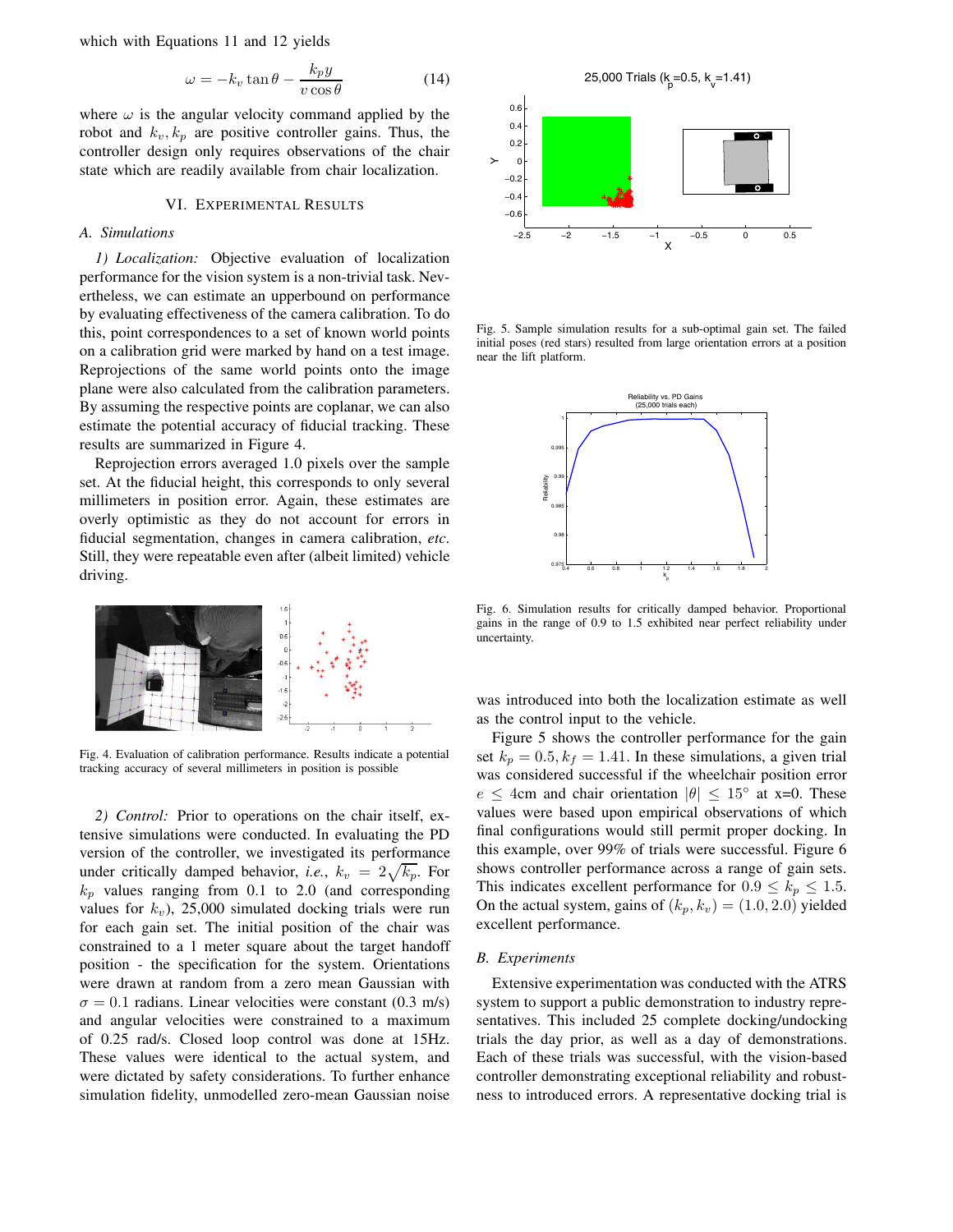which with Equations 11 and 12 yields

$$\omega = -k_v \tan\theta - \frac{k_p y}{v \cos\theta} \tag{14}$$

where $\omega$ is the angular velocity command applied by the robot and $k_v, k_p$ are positive controller gains. Thus, the controller design only requires observations of the chair state which are readily available from chair localization.

## VI. Experimental Results

### A. Simulations

*1) Localization:* Objective evaluation of localization performance for the vision system is a non-trivial task. Nevertheless, we can estimate an upperbound on performance by evaluating effectiveness of the camera calibration. To do this, point correspondences to a set of known world points on a calibration grid were marked by hand on a test image. Reprojections of the same world points onto the image plane were also calculated from the calibration parameters. By assuming the respective points are coplanar, we can also estimate the potential accuracy of fiducial tracking. These results are summarized in Figure 4.

Reprojection errors averaged 1.0 pixels over the sample set. At the fiducial height, this corresponds to only several millimeters in position error. Again, these estimates are overly optimistic as they do not account for errors in fiducial segmentation, changes in camera calibration, *etc.* Still, they were repeatable even after (albeit limited) vehicle driving.

Fig. 4. Evaluation of calibration performance. Results indicate a potential tracking accuracy of several millimeters in position is possible

*2) Control:* Prior to operations on the chair itself, extensive simulations were conducted. In evaluating the PD version of the controller, we investigated its performance under critically damped behavior, *i.e.*, $k_v = 2\sqrt{k_p}$. For $k_p$ values ranging from 0.1 to 2.0 (and corresponding values for $k_v$), 25,000 simulated docking trials were run for each gain set. The initial position of the chair was constrained to a 1 meter square about the target handoff position - the specification for the system. Orientations were drawn at random from a zero mean Gaussian with $\sigma = 0.1$ radians. Linear velocities were constant (0.3 m/s) and angular velocities were constrained to a maximum of 0.25 rad/s. Closed loop control was done at 15Hz. These values were identical to the actual system, and were dictated by safety considerations. To further enhance simulation fidelity, unmodelled zero-mean Gaussian noise was introduced into both the localization estimate as well as the control input to the vehicle.

25,000 Trials ($k_p$=0.5, $k_v$=1.41)

Fig. 5. Sample simulation results for a sub-optimal gain set. The failed initial poses (red stars) resulted from large orientation errors at a position near the lift platform.

Reliability vs. PD Gains
(25,000 trials each)

Fig. 6. Simulation results for critically damped behavior. Proportional gains in the range of 0.9 to 1.5 exhibited near perfect reliability under uncertainty.

Figure 5 shows the controller performance for the gain set $k_p = 0.5, k_f = 1.41$. In these simulations, a given trial was considered successful if the wheelchair position error $e \leq 4$cm and chair orientation $|\theta| \leq 15^\circ$ at x=0. These values were based upon empirical observations of which final configurations would still permit proper docking. In this example, over 99% of trials were successful. Figure 6 shows controller performance across a range of gain sets. This indicates excellent performance for $0.9 \leq k_p \leq 1.5$. On the actual system, gains of $(k_p, k_v) = (1.0, 2.0)$ yielded excellent performance.

### B. Experiments

Extensive experimentation was conducted with the ATRS system to support a public demonstration to industry representatives. This included 25 complete docking/undocking trials the day prior, as well as a day of demonstrations. Each of these trials was successful, with the vision-based controller demonstrating exceptional reliability and robustness to introduced errors. A representative docking trial is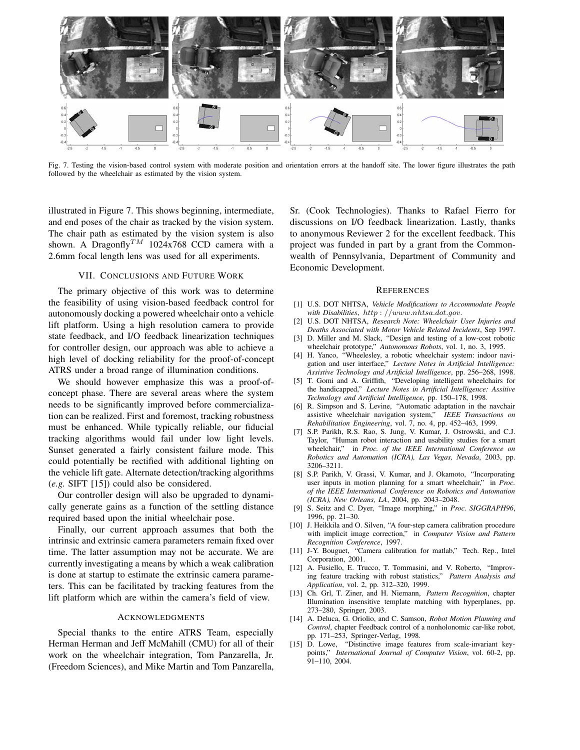Fig. 7. Testing the vision-based control system with moderate position and orientation errors at the handoff site. The lower figure illustrates the path followed by the wheelchair as estimated by the vision system.

illustrated in Figure 7. This shows beginning, intermediate, and end poses of the chair as tracked by the vision system. The chair path as estimated by the vision system is also shown. A Dragonfly$^{TM}$ 1024x768 CCD camera with a 2.6mm focal length lens was used for all experiments.

## VII. Conclusions and Future Work

The primary objective of this work was to determine the feasibility of using vision-based feedback control for autonomously docking a powered wheelchair onto a vehicle lift platform. Using a high resolution camera to provide state feedback, and I/O feedback linearization techniques for controller design, our approach was able to achieve a high level of docking reliability for the proof-of-concept ATRS under a broad range of illumination conditions.

We should however emphasize this was a proof-of-concept phase. There are several areas where the system needs to be significantly improved before commercialization can be realized. First and foremost, tracking robustness must be enhanced. While typically reliable, our fiducial tracking algorithms would fail under low light levels. Sunset generated a fairly consistent failure mode. This could potentially be rectified with additional lighting on the vehicle lift gate. Alternate detection/tracking algorithms (*e.g.* SIFT [15]) could also be considered.

Our controller design will also be upgraded to dynamically generate gains as a function of the settling distance required based upon the initial wheelchair pose.

Finally, our current approach assumes that both the intrinsic and extrinsic camera parameters remain fixed over time. The latter assumption may not be accurate. We are currently investigating a means by which a weak calibration is done at startup to estimate the extrinsic camera parameters. This can be facilitated by tracking features from the lift platform which are within the camera's field of view.

## Acknowledgments

Special thanks to the entire ATRS Team, especially Herman Herman and Jeff McMahill (CMU) for all of their work on the wheelchair integration, Tom Panzarella, Jr. (Freedom Sciences), and Mike Martin and Tom Panzarella, Sr. (Cook Technologies). Thanks to Rafael Fierro for discussions on I/O feedback linearization. Lastly, thanks to anonymous Reviewer 2 for the excellent feedback. This project was funded in part by a grant from the Commonwealth of Pennsylvania, Department of Community and Economic Development.

## References

[1] U.S. DOT NHTSA, *Vehicle Modifications to Accommodate People with Disabilities*, *http://www.nhtsa.dot.gov*.

[2] U.S. DOT NHTSA, *Research Note: Wheelchair User Injuries and Deaths Associated with Motor Vehicle Related Incidents*, Sep 1997.

[3] D. Miller and M. Slack, "Design and testing of a low-cost robotic wheelchair prototype," *Autonomous Robots*, vol. 1, no. 3, 1995.

[4] H. Yanco, "Wheelesley, a robotic wheelchair system: indoor navigation and user interface," *Lecture Notes in Artificial Intelligence: Assistive Technology and Artificial Intelligence*, pp. 256–268, 1998.

[5] T. Gomi and A. Griffith, "Developing intelligent wheelchairs for the handicapped," *Lecture Notes in Artificial Intelligence: Assitive Technology and Artificial Intelligence*, pp. 150–178, 1998.

[6] R. Simpson and S. Levine, "Automatic adaptation in the navchair assistive wheelchair navigation system," *IEEE Transactions on Rehabilitation Engineering*, vol. 7, no. 4, pp. 452–463, 1999.

[7] S.P. Parikh, R.S. Rao, S. Jung, V. Kumar, J. Ostrowski, and C.J. Taylor, "Human robot interaction and usability studies for a smart wheelchair," in *Proc. of the IEEE International Conference on Robotics and Automation (ICRA), Las Vegas, Nevada*, 2003, pp. 3206–3211.

[8] S.P. Parikh, V. Grassi, V. Kumar, and J. Okamoto, "Incorporating user inputs in motion planning for a smart wheelchair," in *Proc. of the IEEE International Conference on Robotics and Automation (ICRA), New Orleans, LA*, 2004, pp. 2043–2048.

[9] S. Seitz and C. Dyer, "Image morphing," in *Proc. SIGGRAPH96*, 1996, pp. 21–30.

[10] J. Heikkila and O. Silven, "A four-step camera calibration procedure with implicit image correction," in *Computer Vision and Pattern Recognition Conference*, 1997.

[11] J-Y. Bouguet, "Camera calibration for matlab," Tech. Rep., Intel Corporation, 2001.

[12] A. Fusiello, E. Trucco, T. Tommasini, and V. Roberto, "Improving feature tracking with robust statistics," *Pattern Analysis and Application*, vol. 2, pp. 312–320, 1999.

[13] Ch. Grl, T. Ziner, and H. Niemann, *Pattern Recognition*, chapter Illumination insensitive template matching with hyperplanes, pp. 273–280, Springer, 2003.

[14] A. Deluca, G. Oriolio, and C. Samson, *Robot Motion Planning and Control*, chapter Feedback control of a nonholonomic car-like robot, pp. 171–253, Springer-Verlag, 1998.

[15] D. Lowe, "Distinctive image features from scale-invariant keypoints," *International Journal of Computer Vision*, vol. 60-2, pp. 91–110, 2004.